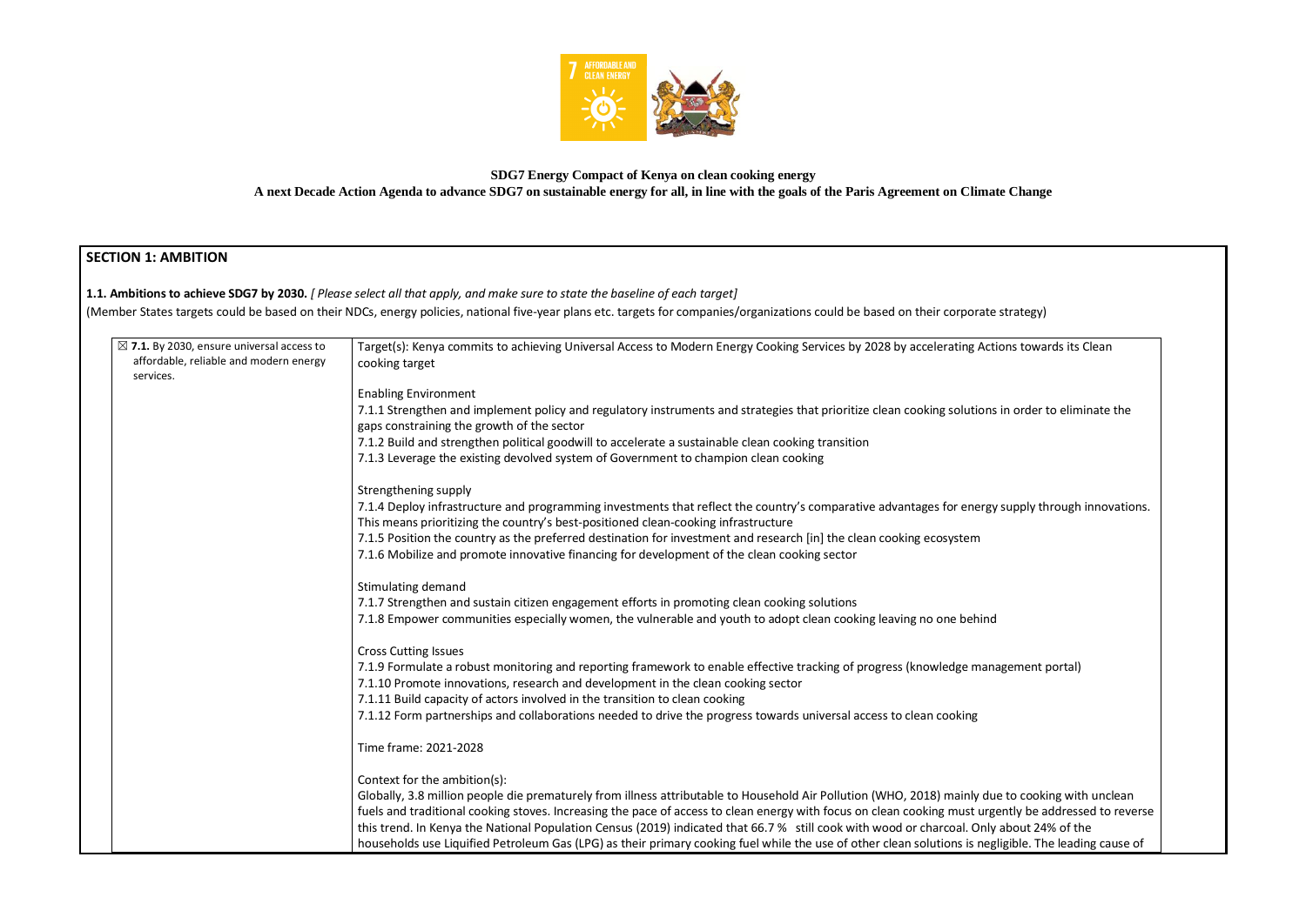**SDG7 Energy Compact of Kenya on clean cooking energy**

**A next Decade Action Agenda to advance SDG7 on sustainable energy for all, in line with the goals of the Paris Agreement on Climate Change**

## SECTION 1: AMBITION

**1.1. Ambitions to achieve SDG7 by 2030.** *[ Please select all that apply, and make sure to state the baseline of each target]*

(Member States targets could be based on their NDCs, energy policies, national five-year plans etc. targets for companies/organizations could be based on their corporate strategy)

| | |
|---|---|
| ☒ **7.1.** By 2030, ensure universal access to affordable, reliable and modern energy services. | Target(s): Kenya commits to achieving Universal Access to Modern Energy Cooking Services by 2028 by accelerating Actions towards its Clean cooking target<br><br>Enabling Environment<br>7.1.1 Strengthen and implement policy and regulatory instruments and strategies that prioritize clean cooking solutions in order to eliminate the gaps constraining the growth of the sector<br>7.1.2 Build and strengthen political goodwill to accelerate a sustainable clean cooking transition<br>7.1.3 Leverage the existing devolved system of Government to champion clean cooking<br><br>Strengthening supply<br>7.1.4 Deploy infrastructure and programming investments that reflect the country's comparative advantages for energy supply through innovations. This means prioritizing the country's best-positioned clean-cooking infrastructure<br>7.1.5 Position the country as the preferred destination for investment and research [in] the clean cooking ecosystem<br>7.1.6 Mobilize and promote innovative financing for development of the clean cooking sector<br><br>Stimulating demand<br>7.1.7 Strengthen and sustain citizen engagement efforts in promoting clean cooking solutions<br>7.1.8 Empower communities especially women, the vulnerable and youth to adopt clean cooking leaving no one behind<br><br>Cross Cutting Issues<br>7.1.9 Formulate a robust monitoring and reporting framework to enable effective tracking of progress (knowledge management portal)<br>7.1.10 Promote innovations, research and development in the clean cooking sector<br>7.1.11 Build capacity of actors involved in the transition to clean cooking<br>7.1.12 Form partnerships and collaborations needed to drive the progress towards universal access to clean cooking<br><br>Time frame: 2021-2028<br><br>Context for the ambition(s):<br>Globally, 3.8 million people die prematurely from illness attributable to Household Air Pollution (WHO, 2018) mainly due to cooking with unclean fuels and traditional cooking stoves. Increasing the pace of access to clean energy with focus on clean cooking must urgently be addressed to reverse this trend. In Kenya the National Population Census (2019) indicated that 66.7 % still cook with wood or charcoal. Only about 24% of the households use Liquified Petroleum Gas (LPG) as their primary cooking fuel while the use of other clean solutions is negligible. The leading cause of |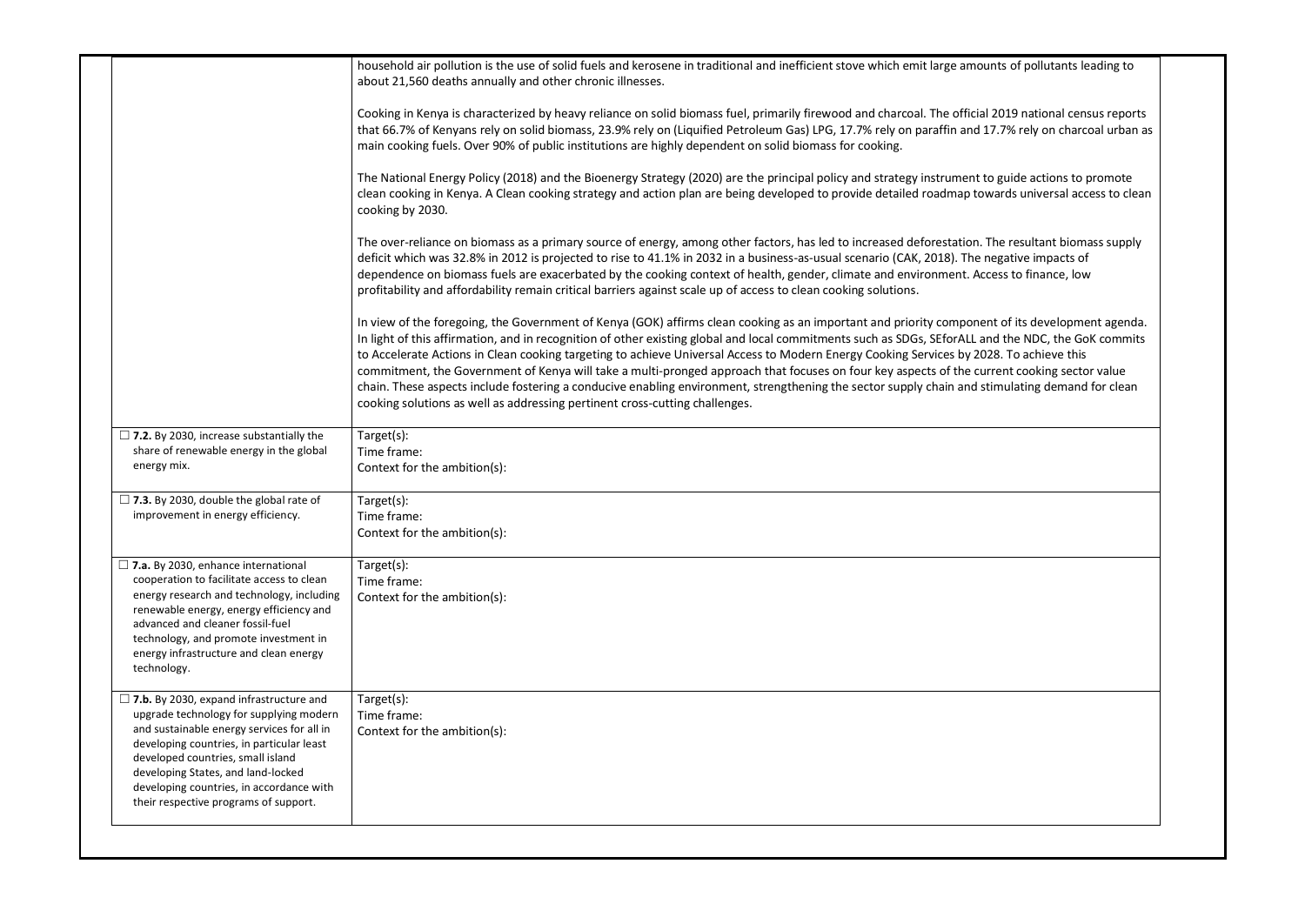| | |
|---|---|
| | household air pollution is the use of solid fuels and kerosene in traditional and inefficient stove which emit large amounts of pollutants leading to about 21,560 deaths annually and other chronic illnesses.<br><br>Cooking in Kenya is characterized by heavy reliance on solid biomass fuel, primarily firewood and charcoal. The official 2019 national census reports that 66.7% of Kenyans rely on solid biomass, 23.9% rely on (Liquified Petroleum Gas) LPG, 17.7% rely on paraffin and 17.7% rely on charcoal urban as main cooking fuels. Over 90% of public institutions are highly dependent on solid biomass for cooking.<br><br>The National Energy Policy (2018) and the Bioenergy Strategy (2020) are the principal policy and strategy instrument to guide actions to promote clean cooking in Kenya. A Clean cooking strategy and action plan are being developed to provide detailed roadmap towards universal access to clean cooking by 2030.<br><br>The over-reliance on biomass as a primary source of energy, among other factors, has led to increased deforestation. The resultant biomass supply deficit which was 32.8% in 2012 is projected to rise to 41.1% in 2032 in a business-as-usual scenario (CAK, 2018). The negative impacts of dependence on biomass fuels are exacerbated by the cooking context of health, gender, climate and environment. Access to finance, low profitability and affordability remain critical barriers against scale up of access to clean cooking solutions.<br><br>In view of the foregoing, the Government of Kenya (GOK) affirms clean cooking as an important and priority component of its development agenda. In light of this affirmation, and in recognition of other existing global and local commitments such as SDGs, SEforALL and the NDC, the GoK commits to Accelerate Actions in Clean cooking targeting to achieve Universal Access to Modern Energy Cooking Services by 2028. To achieve this commitment, the Government of Kenya will take a multi-pronged approach that focuses on four key aspects of the current cooking sector value chain. These aspects include fostering a conducive enabling environment, strengthening the sector supply chain and stimulating demand for clean cooking solutions as well as addressing pertinent cross-cutting challenges. |
| ☐ **7.2.** By 2030, increase substantially the share of renewable energy in the global energy mix. | Target(s):<br>Time frame:<br>Context for the ambition(s): |
| ☐ **7.3.** By 2030, double the global rate of improvement in energy efficiency. | Target(s):<br>Time frame:<br>Context for the ambition(s): |
| ☐ **7.a.** By 2030, enhance international cooperation to facilitate access to clean energy research and technology, including renewable energy, energy efficiency and advanced and cleaner fossil-fuel technology, and promote investment in energy infrastructure and clean energy technology. | Target(s):<br>Time frame:<br>Context for the ambition(s): |
| ☐ **7.b.** By 2030, expand infrastructure and upgrade technology for supplying modern and sustainable energy services for all in developing countries, in particular least developed countries, small island developing States, and land-locked developing countries, in accordance with their respective programs of support. | Target(s):<br>Time frame:<br>Context for the ambition(s): |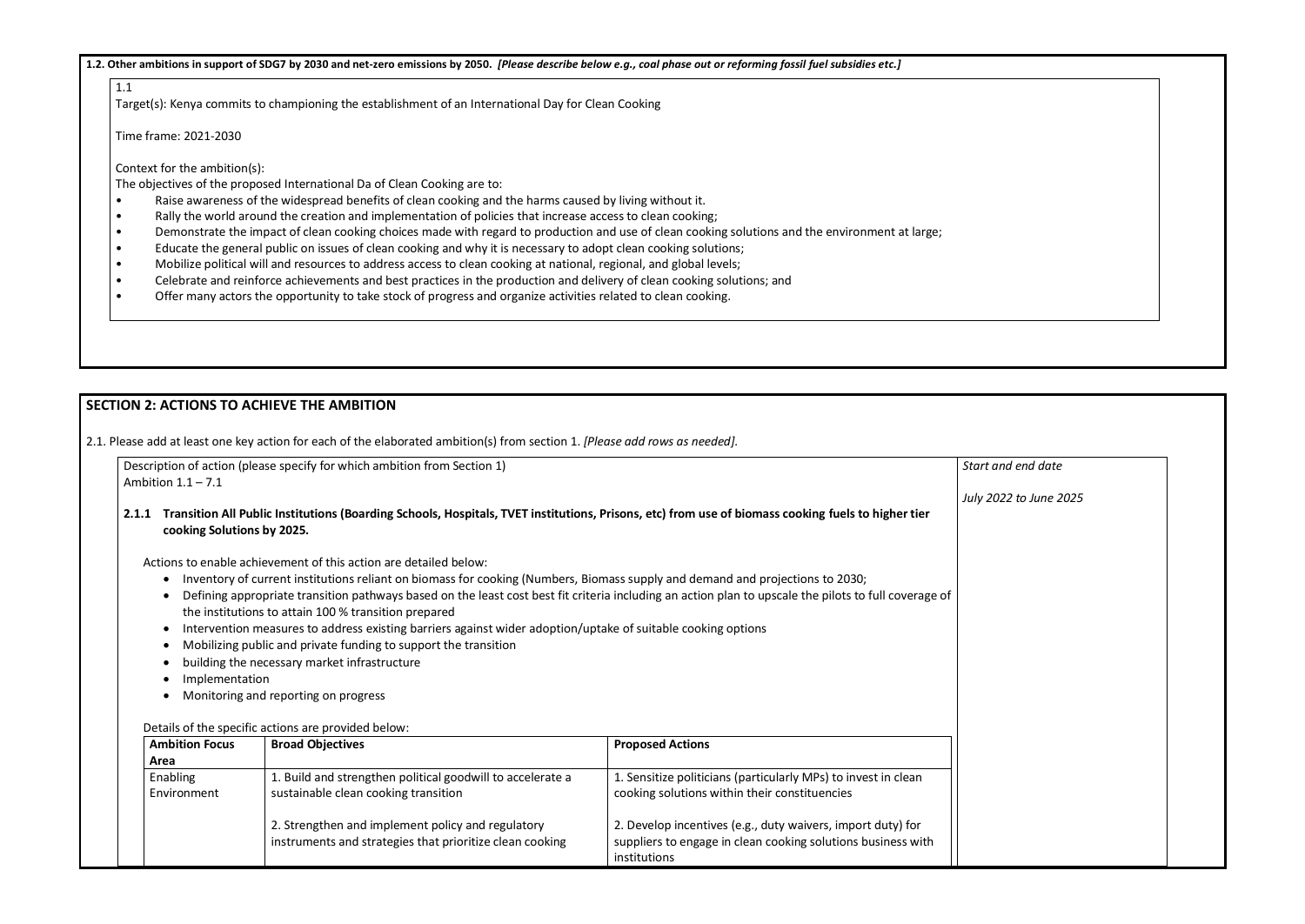**1.2. Other ambitions in support of SDG7 by 2030 and net-zero emissions by 2050.** ***[Please describe below e.g., coal phase out or reforming fossil fuel subsidies etc.]***

1.1

Target(s): Kenya commits to championing the establishment of an International Day for Clean Cooking

Time frame: 2021-2030

Context for the ambition(s):

The objectives of the proposed International Da of Clean Cooking are to:

- Raise awareness of the widespread benefits of clean cooking and the harms caused by living without it.
- Rally the world around the creation and implementation of policies that increase access to clean cooking;
- Demonstrate the impact of clean cooking choices made with regard to production and use of clean cooking solutions and the environment at large;
- Educate the general public on issues of clean cooking and why it is necessary to adopt clean cooking solutions;
- Mobilize political will and resources to address access to clean cooking at national, regional, and global levels;
- Celebrate and reinforce achievements and best practices in the production and delivery of clean cooking solutions; and
- Offer many actors the opportunity to take stock of progress and organize activities related to clean cooking.

## SECTION 2: ACTIONS TO ACHIEVE THE AMBITION

2.1. Please add at least one key action for each of the elaborated ambition(s) from section 1. *[Please add rows as needed].*

Description of action (please specify for which ambition from Section 1)

Ambition 1.1 – 7.1

*Start and end date*

*July 2022 to June 2025*

**2.1.1 Transition All Public Institutions (Boarding Schools, Hospitals, TVET institutions, Prisons, etc) from use of biomass cooking fuels to higher tier cooking Solutions by 2025.**

Actions to enable achievement of this action are detailed below:

- Inventory of current institutions reliant on biomass for cooking (Numbers, Biomass supply and demand and projections to 2030;
- Defining appropriate transition pathways based on the least cost best fit criteria including an action plan to upscale the pilots to full coverage of the institutions to attain 100 % transition prepared
- Intervention measures to address existing barriers against wider adoption/uptake of suitable cooking options
- Mobilizing public and private funding to support the transition
- building the necessary market infrastructure
- Implementation
- Monitoring and reporting on progress

Details of the specific actions are provided below:

| Ambition Focus Area | Broad Objectives | Proposed Actions |
|---|---|---|
| Enabling Environment | 1. Build and strengthen political goodwill to accelerate a sustainable clean cooking transition<br><br>2. Strengthen and implement policy and regulatory instruments and strategies that prioritize clean cooking | 1. Sensitize politicians (particularly MPs) to invest in clean cooking solutions within their constituencies<br><br>2. Develop incentives (e.g., duty waivers, import duty) for suppliers to engage in clean cooking solutions business with institutions |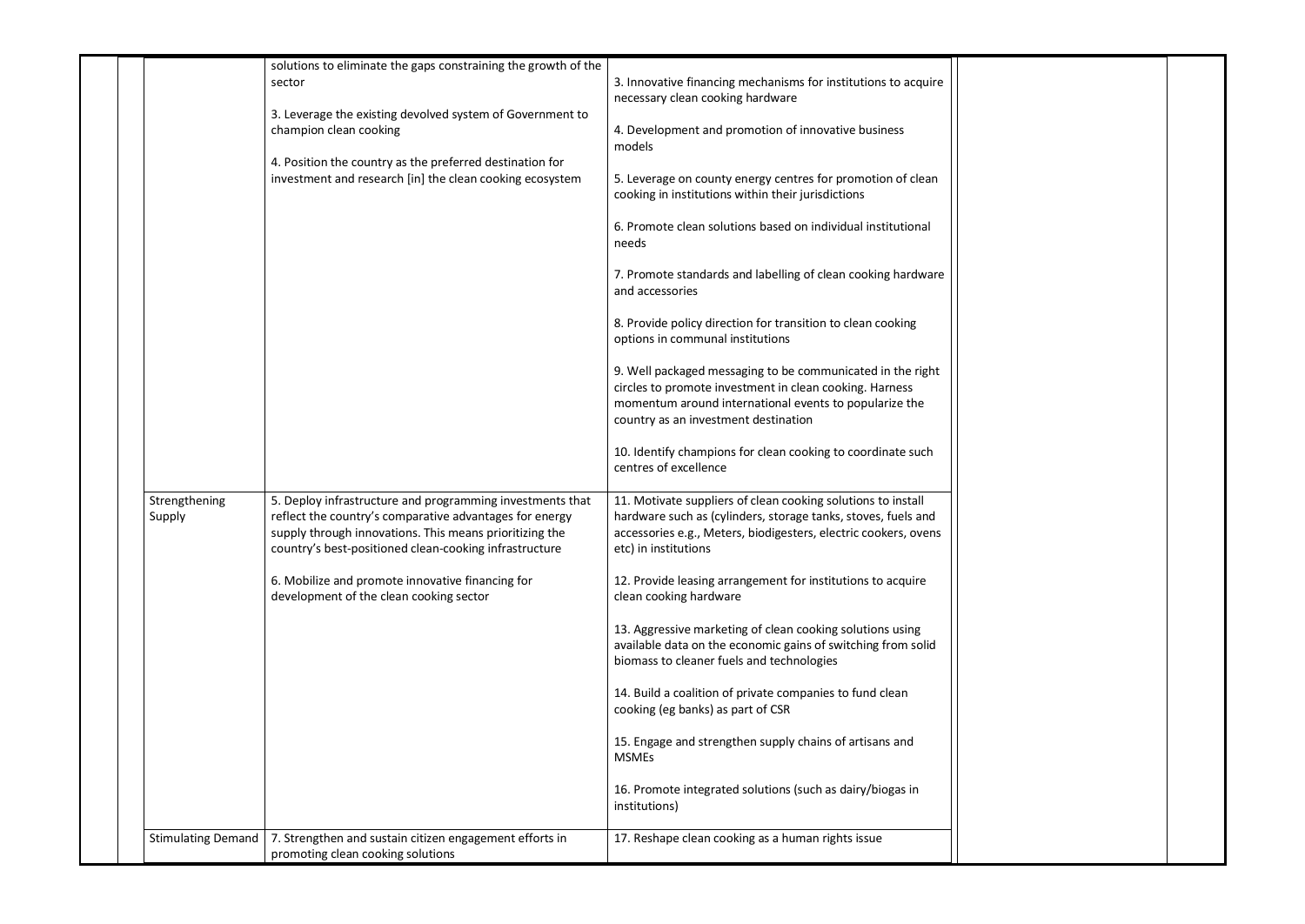| | | | | | |
|---|---|---|---|---|---|
| | | solutions to eliminate the gaps constraining the growth of the sector<br><br>3. Leverage the existing devolved system of Government to champion clean cooking<br><br>4. Position the country as the preferred destination for investment and research [in] the clean cooking ecosystem | 3. Innovative financing mechanisms for institutions to acquire necessary clean cooking hardware<br><br>4. Development and promotion of innovative business models<br><br>5. Leverage on county energy centres for promotion of clean cooking in institutions within their jurisdictions<br><br>6. Promote clean solutions based on individual institutional needs<br><br>7. Promote standards and labelling of clean cooking hardware and accessories<br><br>8. Provide policy direction for transition to clean cooking options in communal institutions<br><br>9. Well packaged messaging to be communicated in the right circles to promote investment in clean cooking. Harness momentum around international events to popularize the country as an investment destination<br><br>10. Identify champions for clean cooking to coordinate such centres of excellence | | |
| | Strengthening Supply | 5. Deploy infrastructure and programming investments that reflect the country's comparative advantages for energy supply through innovations. This means prioritizing the country's best-positioned clean-cooking infrastructure<br><br>6. Mobilize and promote innovative financing for development of the clean cooking sector | 11. Motivate suppliers of clean cooking solutions to install hardware such as (cylinders, storage tanks, stoves, fuels and accessories e.g., Meters, biodigesters, electric cookers, ovens etc) in institutions<br><br>12. Provide leasing arrangement for institutions to acquire clean cooking hardware<br><br>13. Aggressive marketing of clean cooking solutions using available data on the economic gains of switching from solid biomass to cleaner fuels and technologies<br><br>14. Build a coalition of private companies to fund clean cooking (eg banks) as part of CSR<br><br>15. Engage and strengthen supply chains of artisans and MSMEs<br><br>16. Promote integrated solutions (such as dairy/biogas in institutions) | | |
| | Stimulating Demand | 7. Strengthen and sustain citizen engagement efforts in promoting clean cooking solutions | 17. Reshape clean cooking as a human rights issue | | |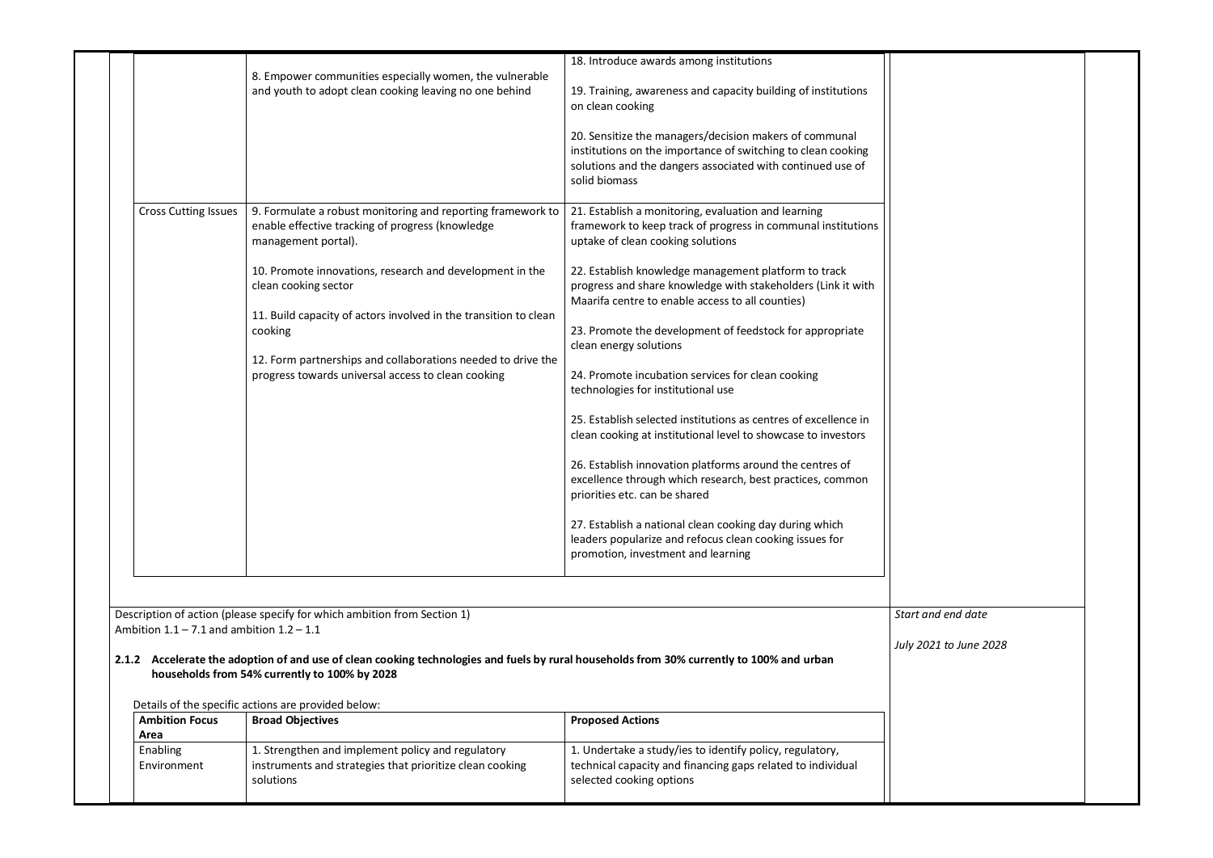| | | |
|---|---|---|
| | 8. Empower communities especially women, the vulnerable and youth to adopt clean cooking leaving no one behind | 18. Introduce awards among institutions<br><br>19. Training, awareness and capacity building of institutions on clean cooking<br><br>20. Sensitize the managers/decision makers of communal institutions on the importance of switching to clean cooking solutions and the dangers associated with continued use of solid biomass |
| Cross Cutting Issues | 9. Formulate a robust monitoring and reporting framework to enable effective tracking of progress (knowledge management portal).<br><br>10. Promote innovations, research and development in the clean cooking sector<br><br>11. Build capacity of actors involved in the transition to clean cooking<br><br>12. Form partnerships and collaborations needed to drive the progress towards universal access to clean cooking | 21. Establish a monitoring, evaluation and learning framework to keep track of progress in communal institutions uptake of clean cooking solutions<br><br>22. Establish knowledge management platform to track progress and share knowledge with stakeholders (Link it with Maarifa centre to enable access to all counties)<br><br>23. Promote the development of feedstock for appropriate clean energy solutions<br><br>24. Promote incubation services for clean cooking technologies for institutional use<br><br>25. Establish selected institutions as centres of excellence in clean cooking at institutional level to showcase to investors<br><br>26. Establish innovation platforms around the centres of excellence through which research, best practices, common priorities etc. can be shared<br><br>27. Establish a national clean cooking day during which leaders popularize and refocus clean cooking issues for promotion, investment and learning |

Description of action (please specify for which ambition from Section 1)
Ambition 1.1 – 7.1 and ambition 1.2 – 1.1

*Start and end date*

*July 2021 to June 2028*

**2.1.2 Accelerate the adoption of and use of clean cooking technologies and fuels by rural households from 30% currently to 100% and urban households from 54% currently to 100% by 2028**

Details of the specific actions are provided below:

| Ambition Focus Area | Broad Objectives | Proposed Actions |
|---|---|---|
| Enabling Environment | 1. Strengthen and implement policy and regulatory instruments and strategies that prioritize clean cooking solutions | 1. Undertake a study/ies to identify policy, regulatory, technical capacity and financing gaps related to individual selected cooking options |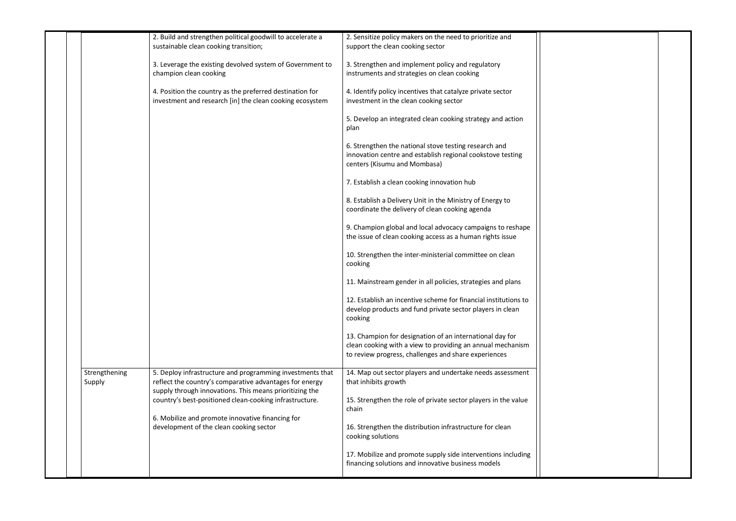| | | | | | |
|---|---|---|---|---|---|
| | | 2. Build and strengthen political goodwill to accelerate a sustainable clean cooking transition;<br><br>3. Leverage the existing devolved system of Government to champion clean cooking<br><br>4. Position the country as the preferred destination for investment and research [in] the clean cooking ecosystem | 2. Sensitize policy makers on the need to prioritize and support the clean cooking sector<br><br>3. Strengthen and implement policy and regulatory instruments and strategies on clean cooking<br><br>4. Identify policy incentives that catalyze private sector investment in the clean cooking sector<br><br>5. Develop an integrated clean cooking strategy and action plan<br><br>6. Strengthen the national stove testing research and innovation centre and establish regional cookstove testing centers (Kisumu and Mombasa)<br><br>7. Establish a clean cooking innovation hub<br><br>8. Establish a Delivery Unit in the Ministry of Energy to coordinate the delivery of clean cooking agenda<br><br>9. Champion global and local advocacy campaigns to reshape the issue of clean cooking access as a human rights issue<br><br>10. Strengthen the inter-ministerial committee on clean cooking<br><br>11. Mainstream gender in all policies, strategies and plans<br><br>12. Establish an incentive scheme for financial institutions to develop products and fund private sector players in clean cooking<br><br>13. Champion for designation of an international day for clean cooking with a view to providing an annual mechanism to review progress, challenges and share experiences | | |
| | Strengthening Supply | 5. Deploy infrastructure and programming investments that reflect the country's comparative advantages for energy supply through innovations. This means prioritizing the country's best-positioned clean-cooking infrastructure.<br><br>6. Mobilize and promote innovative financing for development of the clean cooking sector | 14. Map out sector players and undertake needs assessment that inhibits growth<br><br>15. Strengthen the role of private sector players in the value chain<br><br>16. Strengthen the distribution infrastructure for clean cooking solutions<br><br>17. Mobilize and promote supply side interventions including financing solutions and innovative business models | | |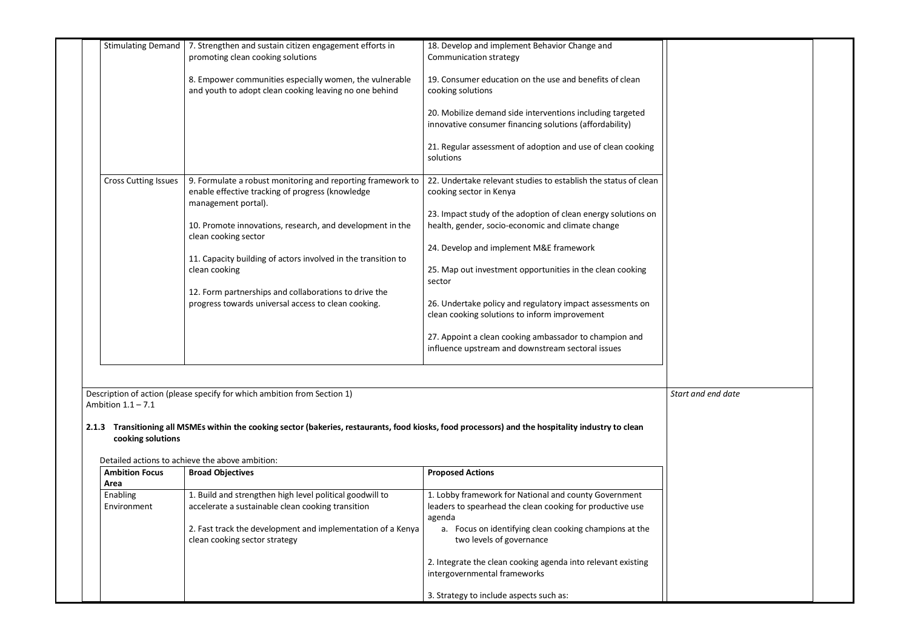| Ambition Focus Area | Broad Objectives | Proposed Actions |
|---|---|---|
| Stimulating Demand | 7. Strengthen and sustain citizen engagement efforts in promoting clean cooking solutions<br><br>8. Empower communities especially women, the vulnerable and youth to adopt clean cooking leaving no one behind | 18. Develop and implement Behavior Change and Communication strategy<br><br>19. Consumer education on the use and benefits of clean cooking solutions<br><br>20. Mobilize demand side interventions including targeted innovative consumer financing solutions (affordability)<br><br>21. Regular assessment of adoption and use of clean cooking solutions |
| Cross Cutting Issues | 9. Formulate a robust monitoring and reporting framework to enable effective tracking of progress (knowledge management portal).<br><br>10. Promote innovations, research, and development in the clean cooking sector<br><br>11. Capacity building of actors involved in the transition to clean cooking<br><br>12. Form partnerships and collaborations to drive the progress towards universal access to clean cooking. | 22. Undertake relevant studies to establish the status of clean cooking sector in Kenya<br><br>23. Impact study of the adoption of clean energy solutions on health, gender, socio-economic and climate change<br><br>24. Develop and implement M&E framework<br><br>25. Map out investment opportunities in the clean cooking sector<br><br>26. Undertake policy and regulatory impact assessments on clean cooking solutions to inform improvement<br><br>27. Appoint a clean cooking ambassador to champion and influence upstream and downstream sectoral issues |

Description of action (please specify for which ambition from Section 1)
Ambition 1.1 – 7.1

*Start and end date*

**2.1.3 Transitioning all MSMEs within the cooking sector (bakeries, restaurants, food kiosks, food processors) and the hospitality industry to clean cooking solutions**

Detailed actions to achieve the above ambition:

| Ambition Focus Area | Broad Objectives | Proposed Actions |
|---|---|---|
| Enabling Environment | 1. Build and strengthen high level political goodwill to accelerate a sustainable clean cooking transition<br><br>2. Fast track the development and implementation of a Kenya clean cooking sector strategy | 1. Lobby framework for National and county Government leaders to spearhead the clean cooking for productive use agenda<br>a. Focus on identifying clean cooking champions at the two levels of governance<br><br>2. Integrate the clean cooking agenda into relevant existing intergovernmental frameworks<br><br>3. Strategy to include aspects such as: |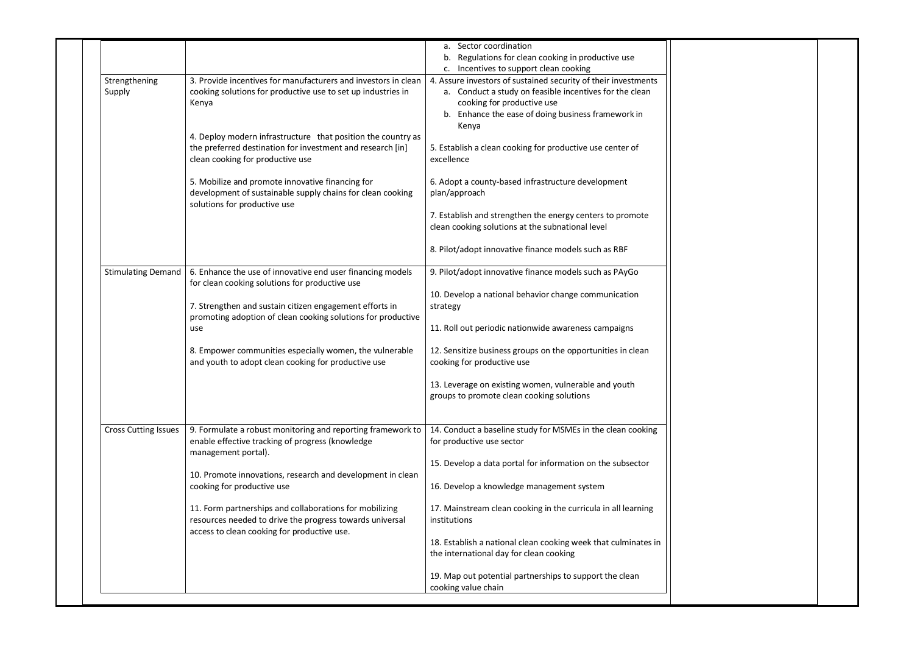| | | | | |
|---|---|---|---|---|
| | | a. Sector coordination<br>b. Regulations for clean cooking in productive use<br>c. Incentives to support clean cooking | | |
| Strengthening Supply | 3. Provide incentives for manufacturers and investors in clean cooking solutions for productive use to set up industries in Kenya<br><br>4. Deploy modern infrastructure that position the country as the preferred destination for investment and research [in] clean cooking for productive use<br><br>5. Mobilize and promote innovative financing for development of sustainable supply chains for clean cooking solutions for productive use | 4. Assure investors of sustained security of their investments<br>a. Conduct a study on feasible incentives for the clean cooking for productive use<br>b. Enhance the ease of doing business framework in Kenya<br><br>5. Establish a clean cooking for productive use center of excellence<br><br>6. Adopt a county-based infrastructure development plan/approach<br><br>7. Establish and strengthen the energy centers to promote clean cooking solutions at the subnational level<br><br>8. Pilot/adopt innovative finance models such as RBF | | |
| Stimulating Demand | 6. Enhance the use of innovative end user financing models for clean cooking solutions for productive use<br><br>7. Strengthen and sustain citizen engagement efforts in promoting adoption of clean cooking solutions for productive use<br><br>8. Empower communities especially women, the vulnerable and youth to adopt clean cooking for productive use | 9. Pilot/adopt innovative finance models such as PAyGo<br><br>10. Develop a national behavior change communication strategy<br><br>11. Roll out periodic nationwide awareness campaigns<br><br>12. Sensitize business groups on the opportunities in clean cooking for productive use<br><br>13. Leverage on existing women, vulnerable and youth groups to promote clean cooking solutions | | |
| Cross Cutting Issues | 9. Formulate a robust monitoring and reporting framework to enable effective tracking of progress (knowledge management portal).<br><br>10. Promote innovations, research and development in clean cooking for productive use<br><br>11. Form partnerships and collaborations for mobilizing resources needed to drive the progress towards universal access to clean cooking for productive use. | 14. Conduct a baseline study for MSMEs in the clean cooking for productive use sector<br><br>15. Develop a data portal for information on the subsector<br><br>16. Develop a knowledge management system<br><br>17. Mainstream clean cooking in the curricula in all learning institutions<br><br>18. Establish a national clean cooking week that culminates in the international day for clean cooking<br><br>19. Map out potential partnerships to support the clean cooking value chain | | |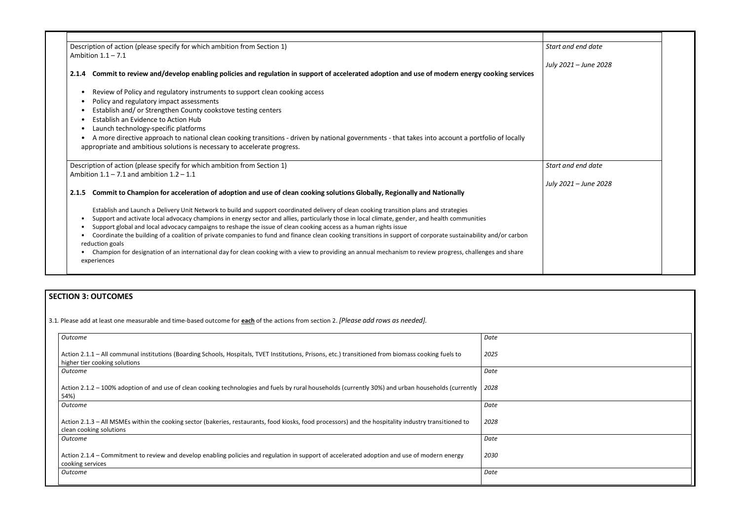| Description of action (please specify for which ambition from Section 1) | Start and end date |
|---|---|
| Ambition 1.1 – 7.1<br><br>**2.1.4 Commit to review and/develop enabling policies and regulation in support of accelerated adoption and use of modern energy cooking services**<br><br>• Review of Policy and regulatory instruments to support clean cooking access<br>• Policy and regulatory impact assessments<br>• Establish and/ or Strengthen County cookstove testing centers<br>• Establish an Evidence to Action Hub<br>• Launch technology-specific platforms<br>• A more directive approach to national clean cooking transitions - driven by national governments - that takes into account a portfolio of locally appropriate and ambitious solutions is necessary to accelerate progress. | *July 2021 – June 2028* |

| Description of action (please specify for which ambition from Section 1) | Start and end date |
|---|---|
| Ambition 1.1 – 7.1 and ambition 1.2 – 1.1<br><br>**2.1.5 Commit to Champion for acceleration of adoption and use of clean cooking solutions Globally, Regionally and Nationally**<br><br>Establish and Launch a Delivery Unit Network to build and support coordinated delivery of clean cooking transition plans and strategies<br>• Support and activate local advocacy champions in energy sector and allies, particularly those in local climate, gender, and health communities<br>• Support global and local advocacy campaigns to reshape the issue of clean cooking access as a human rights issue<br>• Coordinate the building of a coalition of private companies to fund and finance clean cooking transitions in support of corporate sustainability and/or carbon reduction goals<br>• Champion for designation of an international day for clean cooking with a view to providing an annual mechanism to review progress, challenges and share experiences | *July 2021 – June 2028* |

## SECTION 3: OUTCOMES

3.1. Please add at least one measurable and time-based outcome for **each** of the actions from section 2. *[Please add rows as needed].*

| *Outcome* | *Date* |
|---|---|
| Action 2.1.1 – All communal institutions (Boarding Schools, Hospitals, TVET Institutions, Prisons, etc.) transitioned from biomass cooking fuels to higher tier cooking solutions | *2025* |
| *Outcome* | *Date* |
| Action 2.1.2 – 100% adoption of and use of clean cooking technologies and fuels by rural households (currently 30%) and urban households (currently 54%) | *2028* |
| *Outcome* | *Date* |
| Action 2.1.3 – All MSMEs within the cooking sector (bakeries, restaurants, food kiosks, food processors) and the hospitality industry transitioned to clean cooking solutions | *2028* |
| *Outcome* | *Date* |
| Action 2.1.4 – Commitment to review and develop enabling policies and regulation in support of accelerated adoption and use of modern energy cooking services | *2030* |
| *Outcome* | *Date* |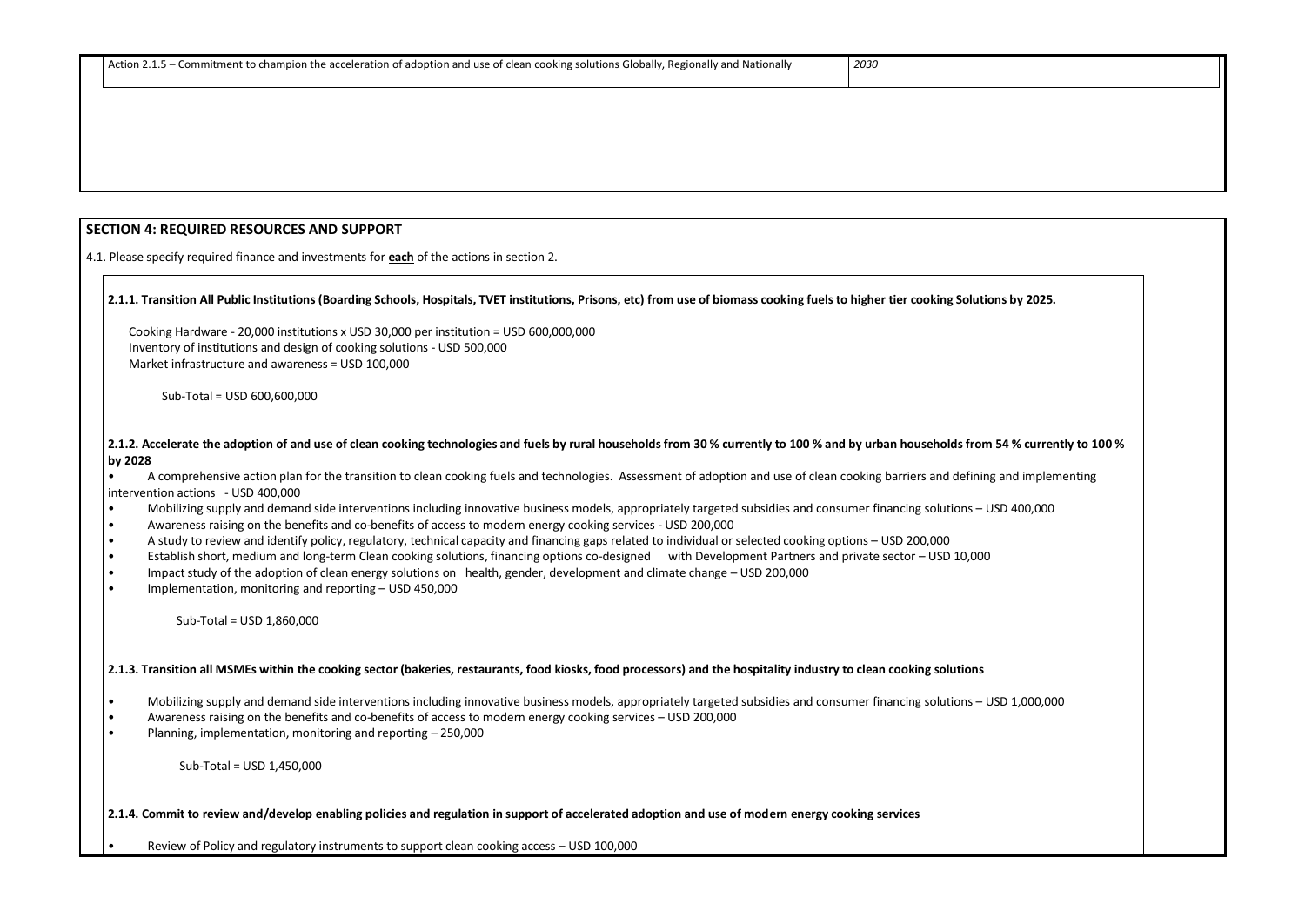| Action 2.1.5 – Commitment to champion the acceleration of adoption and use of clean cooking solutions Globally, Regionally and Nationally | *2030* |
|---|---|

## SECTION 4: REQUIRED RESOURCES AND SUPPORT

4.1. Please specify required finance and investments for **each** of the actions in section 2.

**2.1.1. Transition All Public Institutions (Boarding Schools, Hospitals, TVET institutions, Prisons, etc) from use of biomass cooking fuels to higher tier cooking Solutions by 2025.**

Cooking Hardware - 20,000 institutions x USD 30,000 per institution = USD 600,000,000
Inventory of institutions and design of cooking solutions - USD 500,000
Market infrastructure and awareness = USD 100,000

Sub-Total = USD 600,600,000

**2.1.2. Accelerate the adoption of and use of clean cooking technologies and fuels by rural households from 30 % currently to 100 % and by urban households from 54 % currently to 100 % by 2028**

- A comprehensive action plan for the transition to clean cooking fuels and technologies. Assessment of adoption and use of clean cooking barriers and defining and implementing intervention actions - USD 400,000
- Mobilizing supply and demand side interventions including innovative business models, appropriately targeted subsidies and consumer financing solutions – USD 400,000
- Awareness raising on the benefits and co-benefits of access to modern energy cooking services - USD 200,000
- A study to review and identify policy, regulatory, technical capacity and financing gaps related to individual or selected cooking options – USD 200,000
- Establish short, medium and long-term Clean cooking solutions, financing options co-designed with Development Partners and private sector – USD 10,000
- Impact study of the adoption of clean energy solutions on health, gender, development and climate change – USD 200,000
- Implementation, monitoring and reporting – USD 450,000

Sub-Total = USD 1,860,000

**2.1.3. Transition all MSMEs within the cooking sector (bakeries, restaurants, food kiosks, food processors) and the hospitality industry to clean cooking solutions**

- Mobilizing supply and demand side interventions including innovative business models, appropriately targeted subsidies and consumer financing solutions – USD 1,000,000
- Awareness raising on the benefits and co-benefits of access to modern energy cooking services – USD 200,000
- Planning, implementation, monitoring and reporting – 250,000

Sub-Total = USD 1,450,000

**2.1.4. Commit to review and/develop enabling policies and regulation in support of accelerated adoption and use of modern energy cooking services**

- Review of Policy and regulatory instruments to support clean cooking access – USD 100,000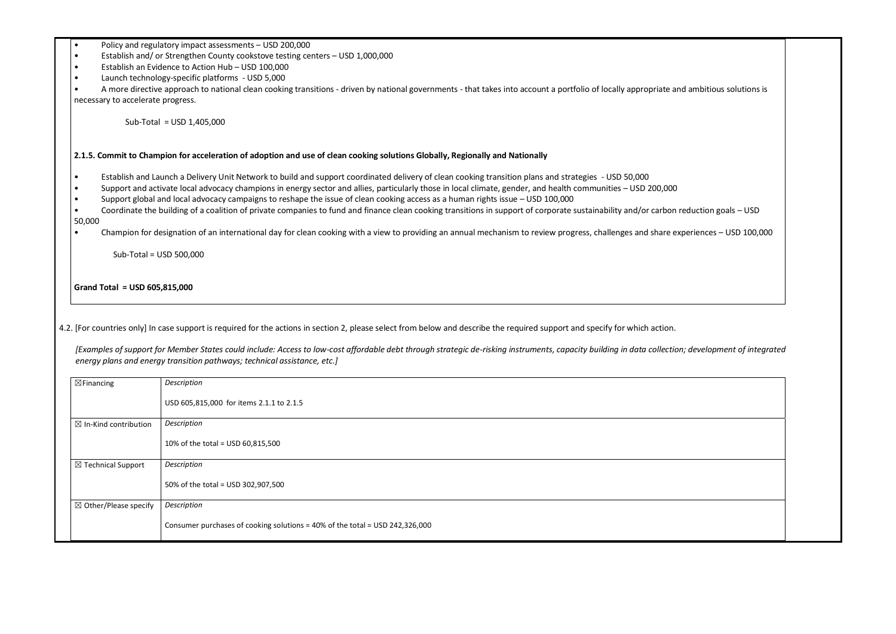- Policy and regulatory impact assessments – USD 200,000
- Establish and/ or Strengthen County cookstove testing centers – USD 1,000,000
- Establish an Evidence to Action Hub – USD 100,000
- Launch technology-specific platforms - USD 5,000
- A more directive approach to national clean cooking transitions - driven by national governments - that takes into account a portfolio of locally appropriate and ambitious solutions is necessary to accelerate progress.

Sub-Total = USD 1,405,000

**2.1.5. Commit to Champion for acceleration of adoption and use of clean cooking solutions Globally, Regionally and Nationally**

- Establish and Launch a Delivery Unit Network to build and support coordinated delivery of clean cooking transition plans and strategies - USD 50,000
- Support and activate local advocacy champions in energy sector and allies, particularly those in local climate, gender, and health communities – USD 200,000
- Support global and local advocacy campaigns to reshape the issue of clean cooking access as a human rights issue – USD 100,000
- Coordinate the building of a coalition of private companies to fund and finance clean cooking transitions in support of corporate sustainability and/or carbon reduction goals – USD 50,000
- Champion for designation of an international day for clean cooking with a view to providing an annual mechanism to review progress, challenges and share experiences – USD 100,000

Sub-Total = USD 500,000

**Grand Total = USD 605,815,000**

4.2. [For countries only] In case support is required for the actions in section 2, please select from below and describe the required support and specify for which action.

*[Examples of support for Member States could include: Access to low-cost affordable debt through strategic de-risking instruments, capacity building in data collection; development of integrated energy plans and energy transition pathways; technical assistance, etc.]*

| | |
|---|---|
| ☒Financing | *Description*<br><br>USD 605,815,000 for items 2.1.1 to 2.1.5 |
| ☒ In-Kind contribution | *Description*<br><br>10% of the total = USD 60,815,500 |
| ☒ Technical Support | *Description*<br><br>50% of the total = USD 302,907,500 |
| ☒ Other/Please specify | *Description*<br><br>Consumer purchases of cooking solutions = 40% of the total = USD 242,326,000 |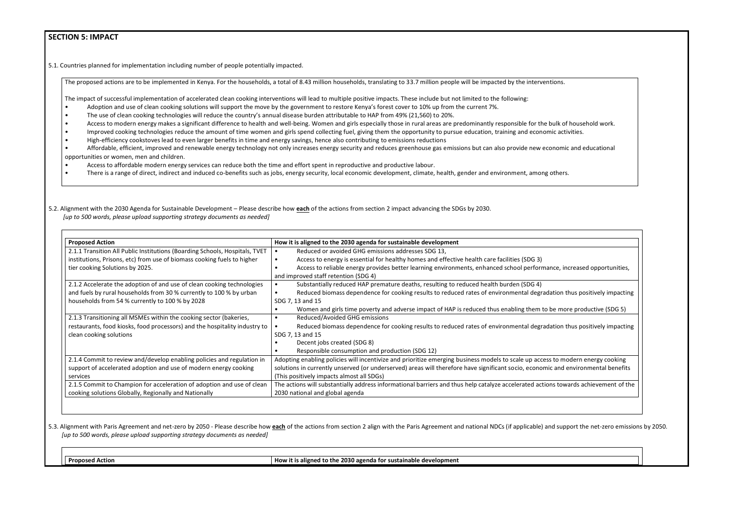## SECTION 5: IMPACT

5.1. Countries planned for implementation including number of people potentially impacted.

The proposed actions are to be implemented in Kenya. For the households, a total of 8.43 million households, translating to 33.7 million people will be impacted by the interventions.

The impact of successful implementation of accelerated clean cooking interventions will lead to multiple positive impacts. These include but not limited to the following:

- Adoption and use of clean cooking solutions will support the move by the government to restore Kenya's forest cover to 10% up from the current 7%.
- The use of clean cooking technologies will reduce the country's annual disease burden attributable to HAP from 49% (21,560) to 20%.
- Access to modern energy makes a significant difference to health and well-being. Women and girls especially those in rural areas are predominantly responsible for the bulk of household work.
- Improved cooking technologies reduce the amount of time women and girls spend collecting fuel, giving them the opportunity to pursue education, training and economic activities.
- High-efficiency cookstoves lead to even larger benefits in time and energy savings, hence also contributing to emissions reductions
- Affordable, efficient, improved and renewable energy technology not only increases energy security and reduces greenhouse gas emissions but can also provide new economic and educational opportunities or women, men and children.
- Access to affordable modern energy services can reduce both the time and effort spent in reproductive and productive labour.
- There is a range of direct, indirect and induced co-benefits such as jobs, energy security, local economic development, climate, health, gender and environment, among others.

5.2. Alignment with the 2030 Agenda for Sustainable Development – Please describe how **each** of the actions from section 2 impact advancing the SDGs by 2030.
*[up to 500 words, please upload supporting strategy documents as needed]*

| Proposed Action | How it is aligned to the 2030 agenda for sustainable development |
|---|---|
| 2.1.1 Transition All Public Institutions (Boarding Schools, Hospitals, TVET institutions, Prisons, etc) from use of biomass cooking fuels to higher tier cooking Solutions by 2025. | • Reduced or avoided GHG emissions addresses SDG 13,<br>• Access to energy is essential for healthy homes and effective health care facilities (SDG 3)<br>• Access to reliable energy provides better learning environments, enhanced school performance, increased opportunities, and improved staff retention (SDG 4) |
| 2.1.2 Accelerate the adoption of and use of clean cooking technologies and fuels by rural households from 30 % currently to 100 % by urban households from 54 % currently to 100 % by 2028 | • Substantially reduced HAP premature deaths, resulting to reduced health burden (SDG 4)<br>• Reduced biomass dependence for cooking results to reduced rates of environmental degradation thus positively impacting SDG 7, 13 and 15<br>• Women and girls time poverty and adverse impact of HAP is reduced thus enabling them to be more productive (SDG 5) |
| 2.1.3 Transitioning all MSMEs within the cooking sector (bakeries, restaurants, food kiosks, food processors) and the hospitality industry to clean cooking solutions | • Reduced/Avoided GHG emissions<br>• Reduced biomass dependence for cooking results to reduced rates of environmental degradation thus positively impacting SDG 7, 13 and 15<br>• Decent jobs created (SDG 8)<br>• Responsible consumption and production (SDG 12) |
| 2.1.4 Commit to review and/develop enabling policies and regulation in support of accelerated adoption and use of modern energy cooking services | Adopting enabling policies will incentivize and prioritize emerging business models to scale up access to modern energy cooking solutions in currently unserved (or underserved) areas will therefore have significant socio, economic and environmental benefits (This positively impacts almost all SDGs) |
| 2.1.5 Commit to Champion for acceleration of adoption and use of clean cooking solutions Globally, Regionally and Nationally | The actions will substantially address informational barriers and thus help catalyze accelerated actions towards achievement of the 2030 national and global agenda |

5.3. Alignment with Paris Agreement and net-zero by 2050 - Please describe how **each** of the actions from section 2 align with the Paris Agreement and national NDCs (if applicable) and support the net-zero emissions by 2050.
*[up to 500 words, please upload supporting strategy documents as needed]*

| Proposed Action | How it is aligned to the 2030 agenda for sustainable development |
|---|---|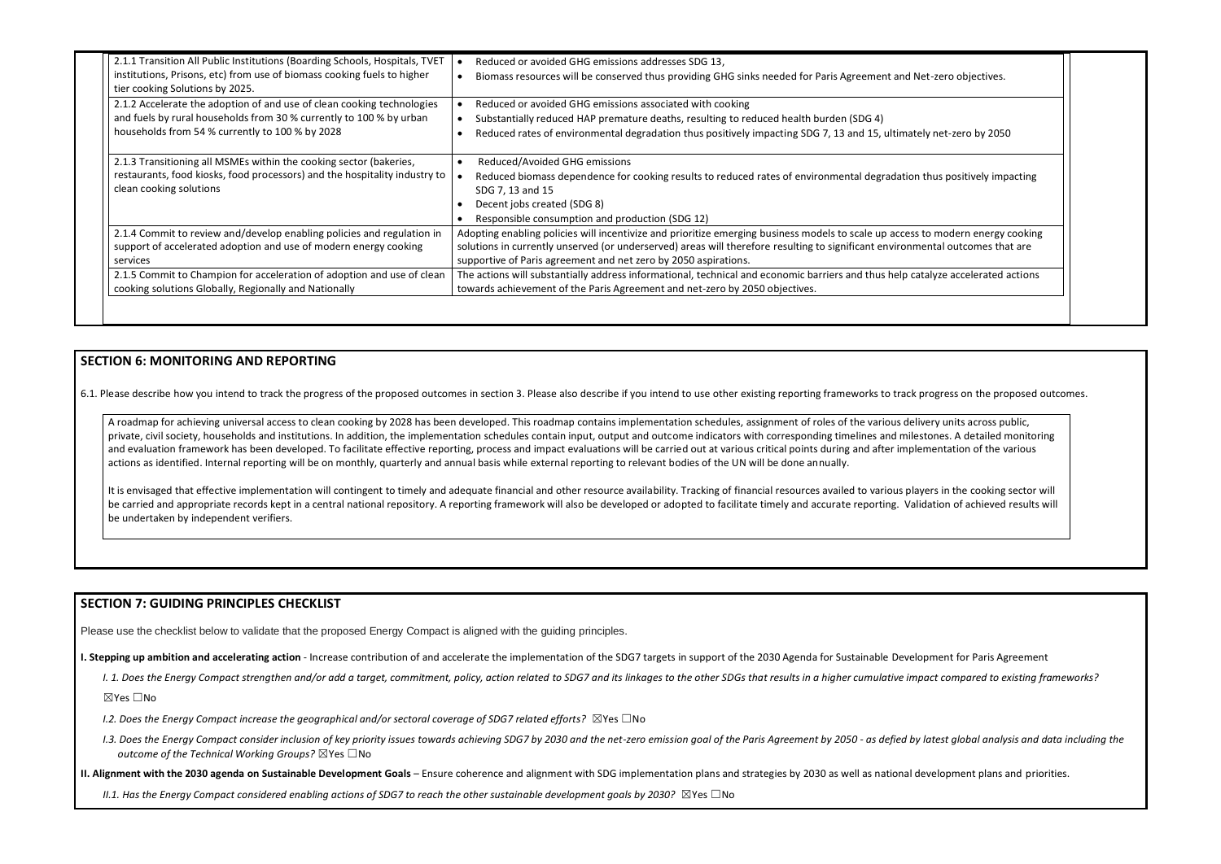| | |
|---|---|
| 2.1.1 Transition All Public Institutions (Boarding Schools, Hospitals, TVET institutions, Prisons, etc) from use of biomass cooking fuels to higher tier cooking Solutions by 2025. | • Reduced or avoided GHG emissions addresses SDG 13,<br>• Biomass resources will be conserved thus providing GHG sinks needed for Paris Agreement and Net-zero objectives. |
| 2.1.2 Accelerate the adoption of and use of clean cooking technologies and fuels by rural households from 30 % currently to 100 % by urban households from 54 % currently to 100 % by 2028 | • Reduced or avoided GHG emissions associated with cooking<br>• Substantially reduced HAP premature deaths, resulting to reduced health burden (SDG 4)<br>• Reduced rates of environmental degradation thus positively impacting SDG 7, 13 and 15, ultimately net-zero by 2050 |
| 2.1.3 Transitioning all MSMEs within the cooking sector (bakeries, restaurants, food kiosks, food processors) and the hospitality industry to clean cooking solutions | • Reduced/Avoided GHG emissions<br>• Reduced biomass dependence for cooking results to reduced rates of environmental degradation thus positively impacting SDG 7, 13 and 15<br>• Decent jobs created (SDG 8)<br>• Responsible consumption and production (SDG 12) |
| 2.1.4 Commit to review and/develop enabling policies and regulation in support of accelerated adoption and use of modern energy cooking services | Adopting enabling policies will incentivize and prioritize emerging business models to scale up access to modern energy cooking solutions in currently unserved (or underserved) areas will therefore resulting to significant environmental outcomes that are supportive of Paris agreement and net zero by 2050 aspirations. |
| 2.1.5 Commit to Champion for acceleration of adoption and use of clean cooking solutions Globally, Regionally and Nationally | The actions will substantially address informational, technical and economic barriers and thus help catalyze accelerated actions towards achievement of the Paris Agreement and net-zero by 2050 objectives. |

## SECTION 6: MONITORING AND REPORTING

6.1. Please describe how you intend to track the progress of the proposed outcomes in section 3. Please also describe if you intend to use other existing reporting frameworks to track progress on the proposed outcomes.

A roadmap for achieving universal access to clean cooking by 2028 has been developed. This roadmap contains implementation schedules, assignment of roles of the various delivery units across public, private, civil society, households and institutions. In addition, the implementation schedules contain input, output and outcome indicators with corresponding timelines and milestones. A detailed monitoring and evaluation framework has been developed. To facilitate effective reporting, process and impact evaluations will be carried out at various critical points during and after implementation of the various actions as identified. Internal reporting will be on monthly, quarterly and annual basis while external reporting to relevant bodies of the UN will be done annually.

It is envisaged that effective implementation will contingent to timely and adequate financial and other resource availability. Tracking of financial resources availed to various players in the cooking sector will be carried and appropriate records kept in a central national repository. A reporting framework will also be developed or adopted to facilitate timely and accurate reporting. Validation of achieved results will be undertaken by independent verifiers.

## SECTION 7: GUIDING PRINCIPLES CHECKLIST

Please use the checklist below to validate that the proposed Energy Compact is aligned with the guiding principles.

**I. Stepping up ambition and accelerating action** - Increase contribution of and accelerate the implementation of the SDG7 targets in support of the 2030 Agenda for Sustainable Development for Paris Agreement

*I. 1. Does the Energy Compact strengthen and/or add a target, commitment, policy, action related to SDG7 and its linkages to the other SDGs that results in a higher cumulative impact compared to existing frameworks?*

☒Yes ☐No

*I.2. Does the Energy Compact increase the geographical and/or sectoral coverage of SDG7 related efforts?* ☒Yes ☐No

*I.3. Does the Energy Compact consider inclusion of key priority issues towards achieving SDG7 by 2030 and the net-zero emission goal of the Paris Agreement by 2050 - as defied by latest global analysis and data including the outcome of the Technical Working Groups?* ☒Yes ☐No

**II. Alignment with the 2030 agenda on Sustainable Development Goals** – Ensure coherence and alignment with SDG implementation plans and strategies by 2030 as well as national development plans and priorities.

*II.1. Has the Energy Compact considered enabling actions of SDG7 to reach the other sustainable development goals by 2030?* ☒Yes ☐No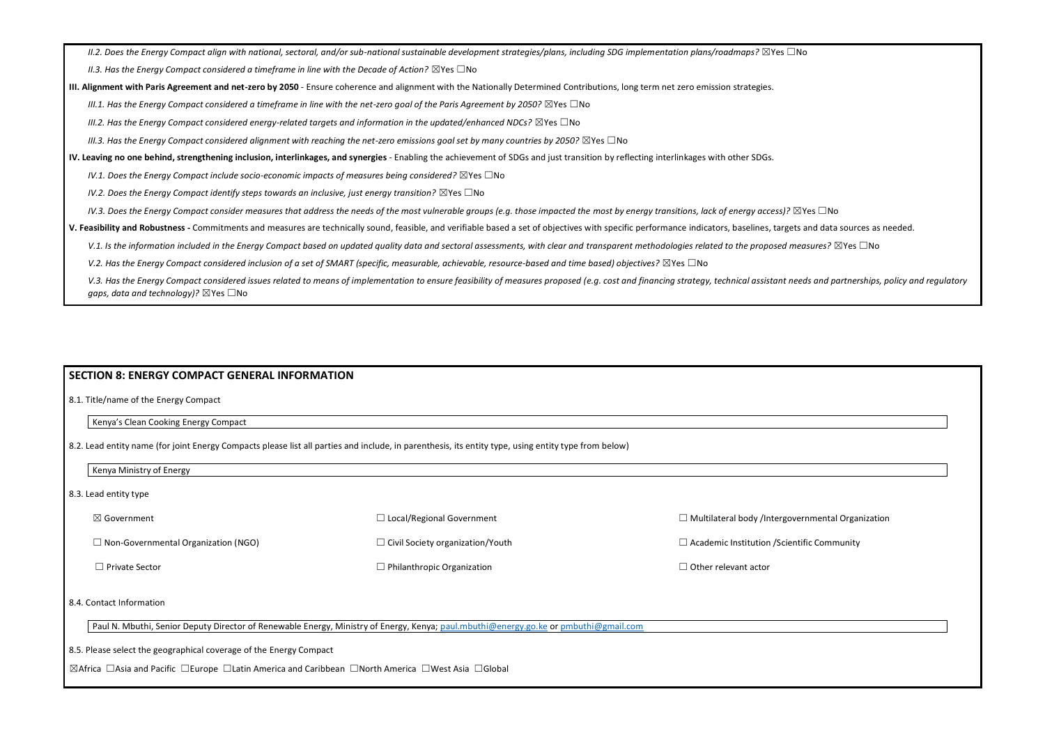*II.2. Does the Energy Compact align with national, sectoral, and/or sub-national sustainable development strategies/plans, including SDG implementation plans/roadmaps?* ☒Yes ☐No

*II.3. Has the Energy Compact considered a timeframe in line with the Decade of Action?* ☒Yes ☐No

**III. Alignment with Paris Agreement and net-zero by 2050** - Ensure coherence and alignment with the Nationally Determined Contributions, long term net zero emission strategies.

*III.1. Has the Energy Compact considered a timeframe in line with the net-zero goal of the Paris Agreement by 2050?* ☒Yes ☐No

*III.2. Has the Energy Compact considered energy-related targets and information in the updated/enhanced NDCs?* ☒Yes ☐No

*III.3. Has the Energy Compact considered alignment with reaching the net-zero emissions goal set by many countries by 2050?* ☒Yes ☐No

**IV. Leaving no one behind, strengthening inclusion, interlinkages, and synergies** - Enabling the achievement of SDGs and just transition by reflecting interlinkages with other SDGs.

*IV.1. Does the Energy Compact include socio-economic impacts of measures being considered?* ☒Yes ☐No

*IV.2. Does the Energy Compact identify steps towards an inclusive, just energy transition?* ☒Yes ☐No

*IV.3. Does the Energy Compact consider measures that address the needs of the most vulnerable groups (e.g. those impacted the most by energy transitions, lack of energy access)?* ☒Yes ☐No

**V. Feasibility and Robustness -** Commitments and measures are technically sound, feasible, and verifiable based a set of objectives with specific performance indicators, baselines, targets and data sources as needed.

*V.1. Is the information included in the Energy Compact based on updated quality data and sectoral assessments, with clear and transparent methodologies related to the proposed measures?* ☒Yes ☐No

*V.2. Has the Energy Compact considered inclusion of a set of SMART (specific, measurable, achievable, resource-based and time based) objectives?* ☒Yes ☐No

*V.3. Has the Energy Compact considered issues related to means of implementation to ensure feasibility of measures proposed (e.g. cost and financing strategy, technical assistant needs and partnerships, policy and regulatory gaps, data and technology)?* ☒Yes ☐No

## SECTION 8: ENERGY COMPACT GENERAL INFORMATION

8.1. Title/name of the Energy Compact

Kenya's Clean Cooking Energy Compact

8.2. Lead entity name (for joint Energy Compacts please list all parties and include, in parenthesis, its entity type, using entity type from below)

Kenya Ministry of Energy

8.3. Lead entity type

| | | |
|---|---|---|
| ☒ Government | ☐ Local/Regional Government | ☐ Multilateral body /Intergovernmental Organization |
| ☐ Non-Governmental Organization (NGO) | ☐ Civil Society organization/Youth | ☐ Academic Institution /Scientific Community |
| ☐ Private Sector | ☐ Philanthropic Organization | ☐ Other relevant actor |

8.4. Contact Information

Paul N. Mbuthi, Senior Deputy Director of Renewable Energy, Ministry of Energy, Kenya; paul.mbuthi@energy.go.ke or pmbuthi@gmail.com

8.5. Please select the geographical coverage of the Energy Compact

☒Africa ☐Asia and Pacific ☐Europe ☐Latin America and Caribbean ☐North America ☐West Asia ☐Global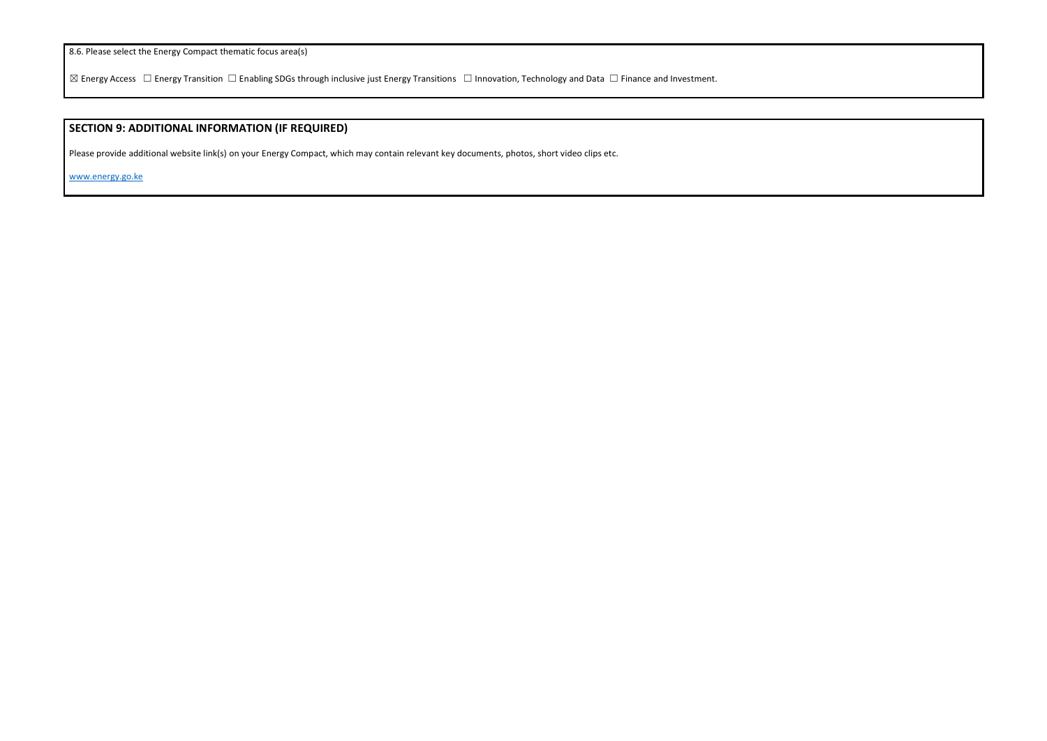8.6. Please select the Energy Compact thematic focus area(s)

☒ Energy Access ☐ Energy Transition ☐ Enabling SDGs through inclusive just Energy Transitions ☐ Innovation, Technology and Data ☐ Finance and Investment.

## SECTION 9: ADDITIONAL INFORMATION (IF REQUIRED)

Please provide additional website link(s) on your Energy Compact, which may contain relevant key documents, photos, short video clips etc.

www.energy.go.ke